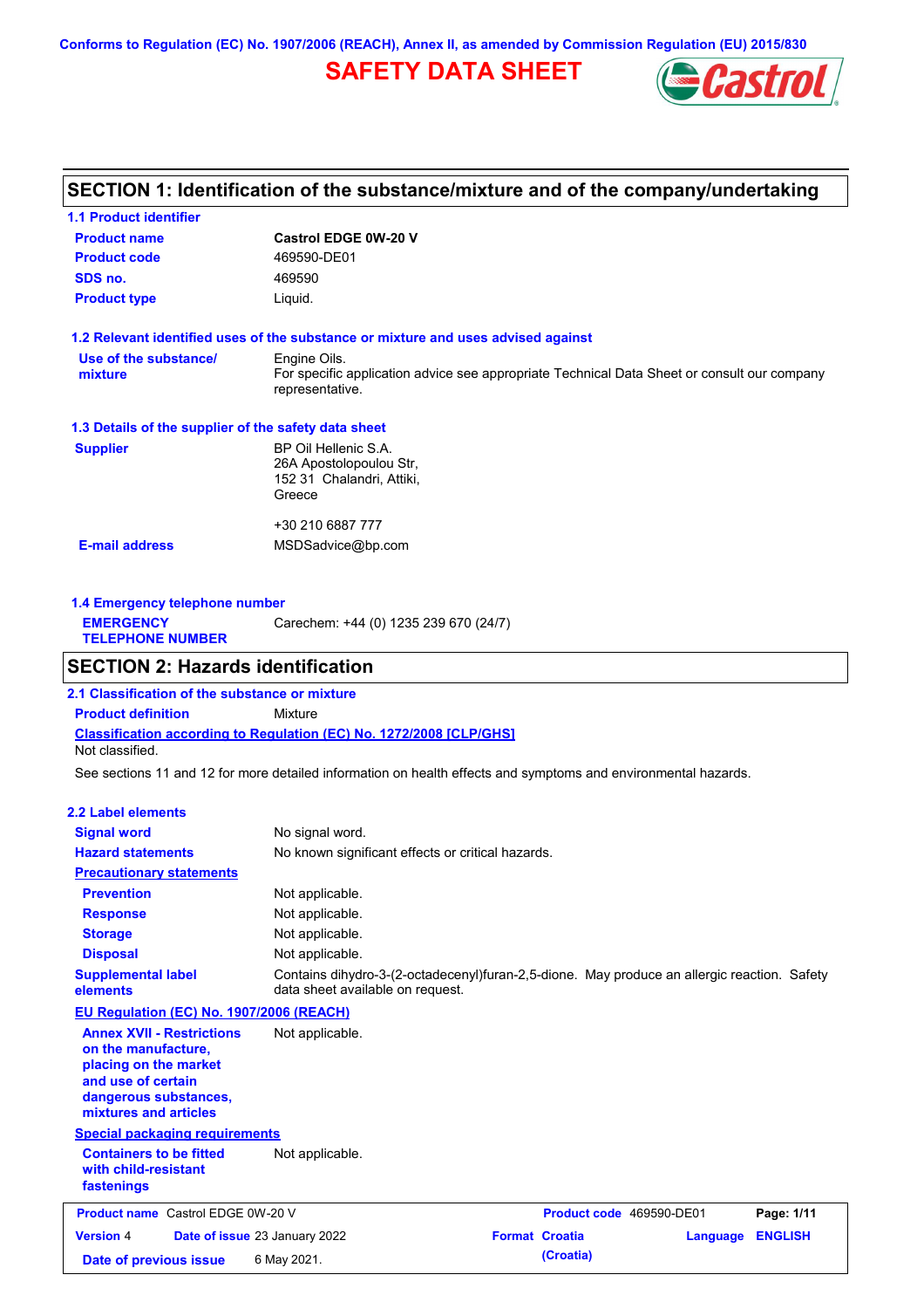Conforms to Regulation (EC) No. 1907/2006 (REACH), Annex II, as amended by Commission Regulation (EU) 2015/830

# SAFETY DATA SHEET

## SECTION 1: Identification of the substance/mixture and of the company/undertaking

### 1.1 Product identifier

| | |
|---|---|
| **Product name** | **Castrol EDGE 0W-20 V** |
| **Product code** | 469590-DE01 |
| **SDS no.** | 469590 |
| **Product type** | Liquid. |

### 1.2 Relevant identified uses of the substance or mixture and uses advised against

| | |
|---|---|
| **Use of the substance/ mixture** | Engine Oils. For specific application advice see appropriate Technical Data Sheet or consult our company representative. |

### 1.3 Details of the supplier of the safety data sheet

| | |
|---|---|
| **Supplier** | BP Oil Hellenic S.A. 26A Apostolopoulou Str, 152 31 Chalandri, Attiki, Greece<br><br>+30 210 6887 777 |
| **E-mail address** | MSDSadvice@bp.com |

### 1.4 Emergency telephone number

| | |
|---|---|
| **EMERGENCY TELEPHONE NUMBER** | Carechem: +44 (0) 1235 239 670 (24/7) |

## SECTION 2: Hazards identification

### 2.1 Classification of the substance or mixture

**Product definition** Mixture

**Classification according to Regulation (EC) No. 1272/2008 [CLP/GHS]**

Not classified.

See sections 11 and 12 for more detailed information on health effects and symptoms and environmental hazards.

### 2.2 Label elements

| | |
|---|---|
| **Signal word** | No signal word. |
| **Hazard statements** | No known significant effects or critical hazards. |

**Precautionary statements**

| | |
|---|---|
| **Prevention** | Not applicable. |
| **Response** | Not applicable. |
| **Storage** | Not applicable. |
| **Disposal** | Not applicable. |
| **Supplemental label elements** | Contains dihydro-3-(2-octadecenyl)furan-2,5-dione. May produce an allergic reaction. Safety data sheet available on request. |

**EU Regulation (EC) No. 1907/2006 (REACH)**

| | |
|---|---|
| **Annex XVII - Restrictions on the manufacture, placing on the market and use of certain dangerous substances, mixtures and articles** | Not applicable. |

**Special packaging requirements**

| | |
|---|---|
| **Containers to be fitted with child-resistant fastenings** | Not applicable. |

| | | | |
|---|---|---|---|
| **Product name** Castrol EDGE 0W-20 V | | **Product code** 469590-DE01 | |
| **Version** 4 | **Date of issue** 23 January 2022 | **Format** Croatia (Croatia) | **Language** ENGLISH |
| **Date of previous issue** | 6 May 2021. | | |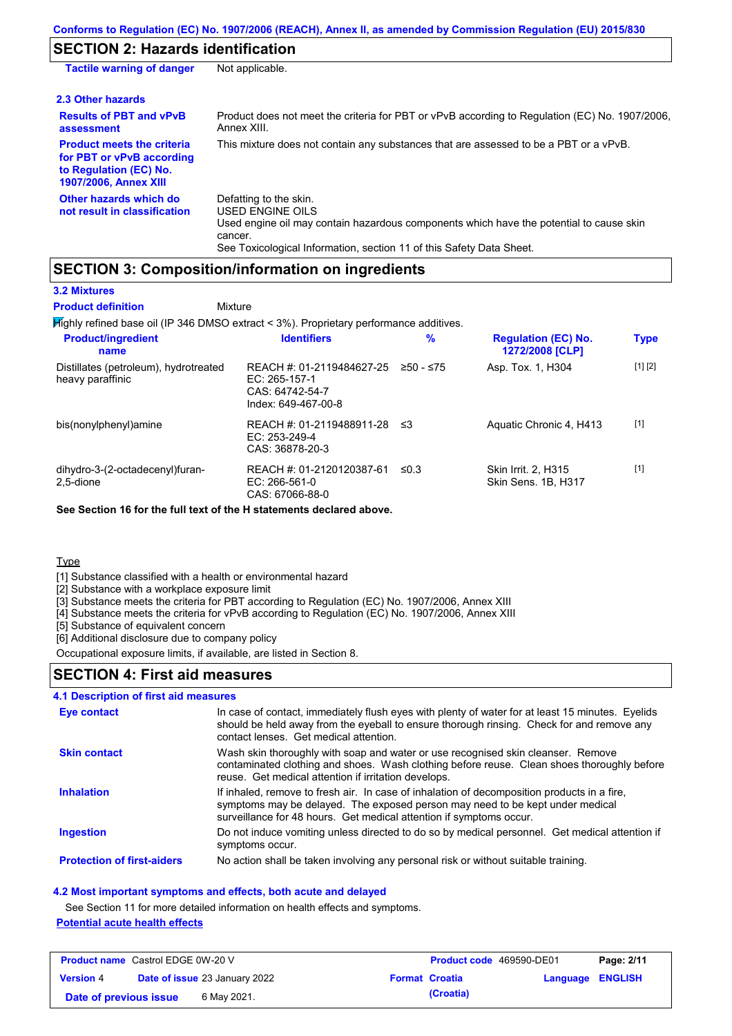Conforms to Regulation (EC) No. 1907/2006 (REACH), Annex II, as amended by Commission Regulation (EU) 2015/830

## SECTION 2: Hazards identification

| | |
|---|---|
| **Tactile warning of danger** | Not applicable. |

### 2.3 Other hazards

| | |
|---|---|
| **Results of PBT and vPvB assessment** | Product does not meet the criteria for PBT or vPvB according to Regulation (EC) No. 1907/2006, Annex XIII. |
| **Product meets the criteria for PBT or vPvB according to Regulation (EC) No. 1907/2006, Annex XIII** | This mixture does not contain any substances that are assessed to be a PBT or a vPvB. |
| **Other hazards which do not result in classification** | Defatting to the skin.<br>USED ENGINE OILS<br>Used engine oil may contain hazardous components which have the potential to cause skin cancer.<br>See Toxicological Information, section 11 of this Safety Data Sheet. |

## SECTION 3: Composition/information on ingredients

### 3.2 Mixtures

**Product definition** Mixture

Highly refined base oil (IP 346 DMSO extract < 3%). Proprietary performance additives.

| Product/ingredient name | Identifiers | % | Regulation (EC) No. 1272/2008 [CLP] | Type |
|---|---|---|---|---|
| Distillates (petroleum), hydrotreated heavy paraffinic | REACH #: 01-2119484627-25<br>EC: 265-157-1<br>CAS: 64742-54-7<br>Index: 649-467-00-8 | ≥50 - ≤75 | Asp. Tox. 1, H304 | [1] [2] |
| bis(nonylphenyl)amine | REACH #: 01-2119488911-28<br>EC: 253-249-4<br>CAS: 36878-20-3 | ≤3 | Aquatic Chronic 4, H413 | [1] |
| dihydro-3-(2-octadecenyl)furan-2,5-dione | REACH #: 01-2120120387-61<br>EC: 266-561-0<br>CAS: 67066-88-0 | ≤0.3 | Skin Irrit. 2, H315<br>Skin Sens. 1B, H317 | [1] |

**See Section 16 for the full text of the H statements declared above.**

Type

[1] Substance classified with a health or environmental hazard
[2] Substance with a workplace exposure limit
[3] Substance meets the criteria for PBT according to Regulation (EC) No. 1907/2006, Annex XIII
[4] Substance meets the criteria for vPvB according to Regulation (EC) No. 1907/2006, Annex XIII
[5] Substance of equivalent concern
[6] Additional disclosure due to company policy

Occupational exposure limits, if available, are listed in Section 8.

## SECTION 4: First aid measures

### 4.1 Description of first aid measures

| | |
|---|---|
| **Eye contact** | In case of contact, immediately flush eyes with plenty of water for at least 15 minutes. Eyelids should be held away from the eyeball to ensure thorough rinsing. Check for and remove any contact lenses. Get medical attention. |
| **Skin contact** | Wash skin thoroughly with soap and water or use recognised skin cleanser. Remove contaminated clothing and shoes. Wash clothing before reuse. Clean shoes thoroughly before reuse. Get medical attention if irritation develops. |
| **Inhalation** | If inhaled, remove to fresh air. In case of inhalation of decomposition products in a fire, symptoms may be delayed. The exposed person may need to be kept under medical surveillance for 48 hours. Get medical attention if symptoms occur. |
| **Ingestion** | Do not induce vomiting unless directed to do so by medical personnel. Get medical attention if symptoms occur. |
| **Protection of first-aiders** | No action shall be taken involving any personal risk or without suitable training. |

### 4.2 Most important symptoms and effects, both acute and delayed

See Section 11 for more detailed information on health effects and symptoms.

**Potential acute health effects**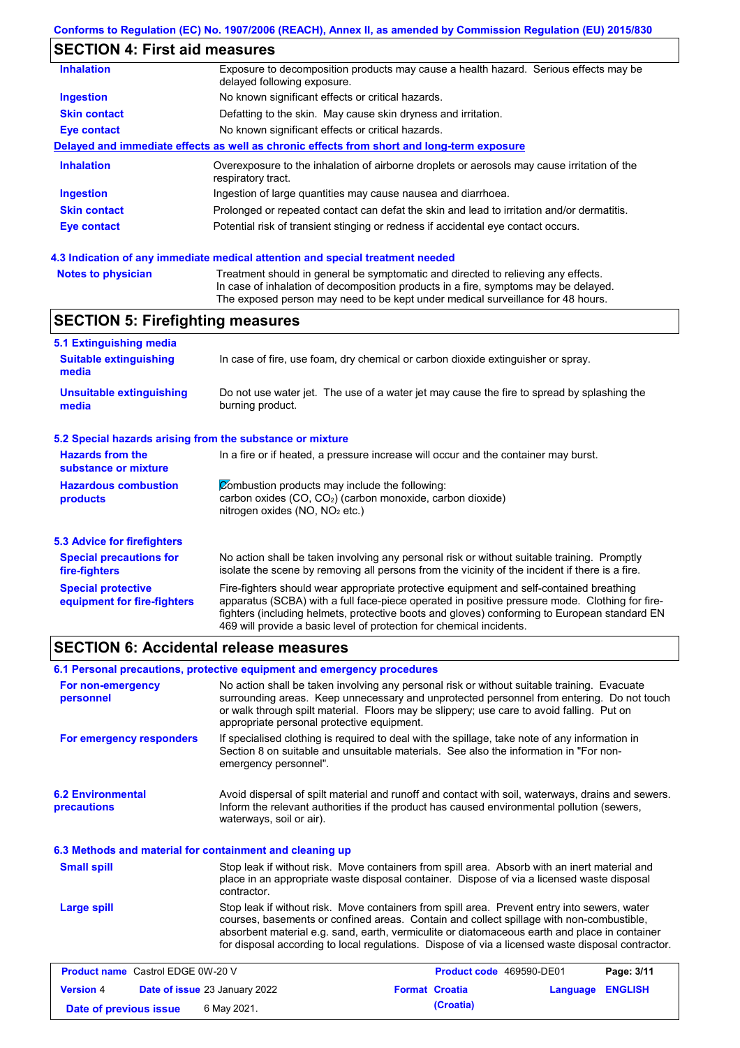**Conforms to Regulation (EC) No. 1907/2006 (REACH), Annex II, as amended by Commission Regulation (EU) 2015/830**

## SECTION 4: First aid measures

| | |
|---|---|
| **Inhalation** | Exposure to decomposition products may cause a health hazard. Serious effects may be delayed following exposure. |
| **Ingestion** | No known significant effects or critical hazards. |
| **Skin contact** | Defatting to the skin. May cause skin dryness and irritation. |
| **Eye contact** | No known significant effects or critical hazards. |

**Delayed and immediate effects as well as chronic effects from short and long-term exposure**

| | |
|---|---|
| **Inhalation** | Overexposure to the inhalation of airborne droplets or aerosols may cause irritation of the respiratory tract. |
| **Ingestion** | Ingestion of large quantities may cause nausea and diarrhoea. |
| **Skin contact** | Prolonged or repeated contact can defat the skin and lead to irritation and/or dermatitis. |
| **Eye contact** | Potential risk of transient stinging or redness if accidental eye contact occurs. |

### 4.3 Indication of any immediate medical attention and special treatment needed

| | |
|---|---|
| **Notes to physician** | Treatment should in general be symptomatic and directed to relieving any effects. In case of inhalation of decomposition products in a fire, symptoms may be delayed. The exposed person may need to be kept under medical surveillance for 48 hours. |

## SECTION 5: Firefighting measures

### 5.1 Extinguishing media

| | |
|---|---|
| **Suitable extinguishing media** | In case of fire, use foam, dry chemical or carbon dioxide extinguisher or spray. |
| **Unsuitable extinguishing media** | Do not use water jet. The use of a water jet may cause the fire to spread by splashing the burning product. |

### 5.2 Special hazards arising from the substance or mixture

| | |
|---|---|
| **Hazards from the substance or mixture** | In a fire or if heated, a pressure increase will occur and the container may burst. |
| **Hazardous combustion products** | Combustion products may include the following: carbon oxides (CO, $CO_2$) (carbon monoxide, carbon dioxide) nitrogen oxides (NO, $NO_2$ etc.) |

### 5.3 Advice for firefighters

| | |
|---|---|
| **Special precautions for fire-fighters** | No action shall be taken involving any personal risk or without suitable training. Promptly isolate the scene by removing all persons from the vicinity of the incident if there is a fire. |
| **Special protective equipment for fire-fighters** | Fire-fighters should wear appropriate protective equipment and self-contained breathing apparatus (SCBA) with a full face-piece operated in positive pressure mode. Clothing for fire-fighters (including helmets, protective boots and gloves) conforming to European standard EN 469 will provide a basic level of protection for chemical incidents. |

## SECTION 6: Accidental release measures

### 6.1 Personal precautions, protective equipment and emergency procedures

| | |
|---|---|
| **For non-emergency personnel** | No action shall be taken involving any personal risk or without suitable training. Evacuate surrounding areas. Keep unnecessary and unprotected personnel from entering. Do not touch or walk through spilt material. Floors may be slippery; use care to avoid falling. Put on appropriate personal protective equipment. |
| **For emergency responders** | If specialised clothing is required to deal with the spillage, take note of any information in Section 8 on suitable and unsuitable materials. See also the information in "For non-emergency personnel". |

| | |
|---|---|
| **6.2 Environmental precautions** | Avoid dispersal of spilt material and runoff and contact with soil, waterways, drains and sewers. Inform the relevant authorities if the product has caused environmental pollution (sewers, waterways, soil or air). |

### 6.3 Methods and material for containment and cleaning up

| | |
|---|---|
| **Small spill** | Stop leak if without risk. Move containers from spill area. Absorb with an inert material and place in an appropriate waste disposal container. Dispose of via a licensed waste disposal contractor. |
| **Large spill** | Stop leak if without risk. Move containers from spill area. Prevent entry into sewers, water courses, basements or confined areas. Contain and collect spillage with non-combustible, absorbent material e.g. sand, earth, vermiculite or diatomaceous earth and place in container for disposal according to local regulations. Dispose of via a licensed waste disposal contractor. |

| | | | |
|---|---|---|---|
| **Product name** Castrol EDGE 0W-20 V | | **Product code** 469590-DE01 | |
| **Version** 4 | **Date of issue** 23 January 2022 | **Format** Croatia (Croatia) | **Language** ENGLISH |
| **Date of previous issue** | 6 May 2021. | | |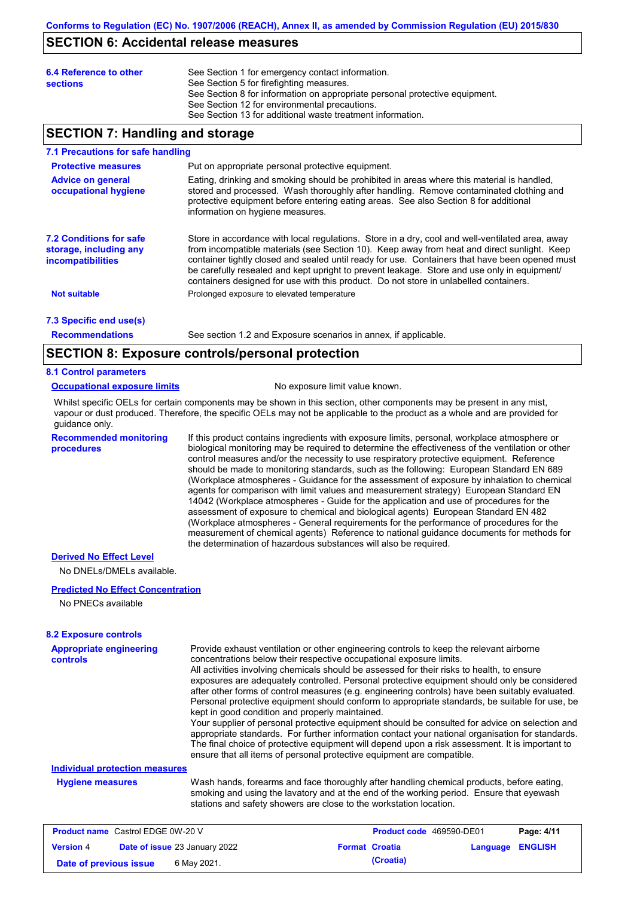## SECTION 6: Accidental release measures

**6.4 Reference to other sections**

See Section 1 for emergency contact information.
See Section 5 for firefighting measures.
See Section 8 for information on appropriate personal protective equipment.
See Section 12 for environmental precautions.
See Section 13 for additional waste treatment information.

## SECTION 7: Handling and storage

### 7.1 Precautions for safe handling

**Protective measures**

Put on appropriate personal protective equipment.

**Advice on general occupational hygiene**

Eating, drinking and smoking should be prohibited in areas where this material is handled, stored and processed. Wash thoroughly after handling. Remove contaminated clothing and protective equipment before entering eating areas. See also Section 8 for additional information on hygiene measures.

### 7.2 Conditions for safe storage, including any incompatibilities

Store in accordance with local regulations. Store in a dry, cool and well-ventilated area, away from incompatible materials (see Section 10). Keep away from heat and direct sunlight. Keep container tightly closed and sealed until ready for use. Containers that have been opened must be carefully resealed and kept upright to prevent leakage. Store and use only in equipment/ containers designed for use with this product. Do not store in unlabelled containers.

**Not suitable**

Prolonged exposure to elevated temperature

### 7.3 Specific end use(s)

**Recommendations**

See section 1.2 and Exposure scenarios in annex, if applicable.

## SECTION 8: Exposure controls/personal protection

### 8.1 Control parameters

**Occupational exposure limits**

No exposure limit value known.

Whilst specific OELs for certain components may be shown in this section, other components may be present in any mist, vapour or dust produced. Therefore, the specific OELs may not be applicable to the product as a whole and are provided for guidance only.

**Recommended monitoring procedures**

If this product contains ingredients with exposure limits, personal, workplace atmosphere or biological monitoring may be required to determine the effectiveness of the ventilation or other control measures and/or the necessity to use respiratory protective equipment. Reference should be made to monitoring standards, such as the following: European Standard EN 689 (Workplace atmospheres - Guidance for the assessment of exposure by inhalation to chemical agents for comparison with limit values and measurement strategy) European Standard EN 14042 (Workplace atmospheres - Guide for the application and use of procedures for the assessment of exposure to chemical and biological agents) European Standard EN 482 (Workplace atmospheres - General requirements for the performance of procedures for the measurement of chemical agents) Reference to national guidance documents for methods for the determination of hazardous substances will also be required.

**Derived No Effect Level**

No DNELs/DMELs available.

**Predicted No Effect Concentration**

No PNECs available

### 8.2 Exposure controls

**Appropriate engineering controls**

Provide exhaust ventilation or other engineering controls to keep the relevant airborne concentrations below their respective occupational exposure limits.
All activities involving chemicals should be assessed for their risks to health, to ensure exposures are adequately controlled. Personal protective equipment should only be considered after other forms of control measures (e.g. engineering controls) have been suitably evaluated. Personal protective equipment should conform to appropriate standards, be suitable for use, be kept in good condition and properly maintained.
Your supplier of personal protective equipment should be consulted for advice on selection and appropriate standards. For further information contact your national organisation for standards. The final choice of protective equipment will depend upon a risk assessment. It is important to ensure that all items of personal protective equipment are compatible.

**Individual protection measures**

**Hygiene measures**

Wash hands, forearms and face thoroughly after handling chemical products, before eating, smoking and using the lavatory and at the end of the working period. Ensure that eyewash stations and safety showers are close to the workstation location.

| **Product name** Castrol EDGE 0W-20 V | | **Product code** 469590-DE01 | **Page: 4/11** |
|---|---|---|---|
| **Version** 4 | **Date of issue** 23 January 2022 | **Format Croatia (Croatia)** | **Language ENGLISH** |
| **Date of previous issue** | 6 May 2021. | | |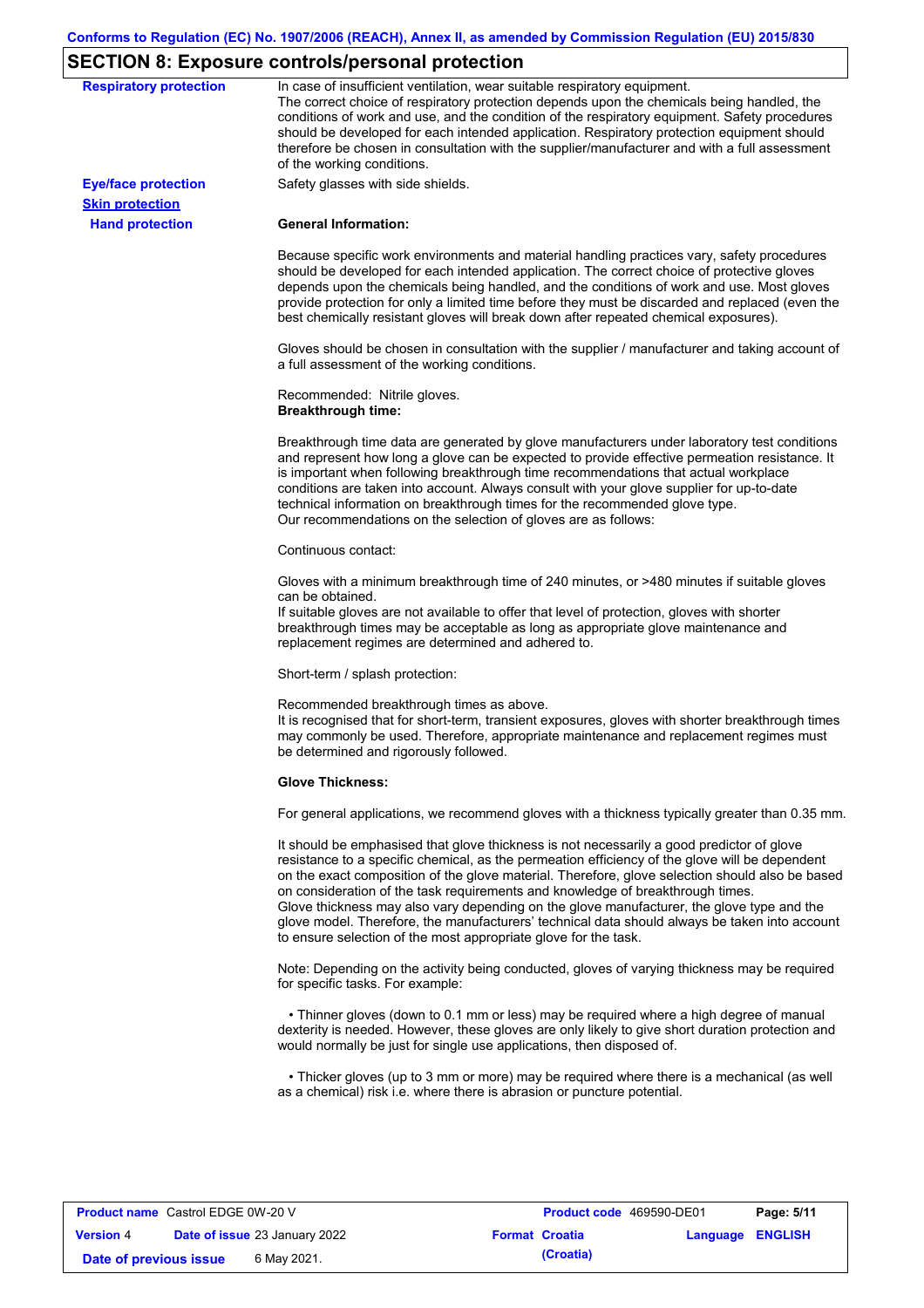## SECTION 8: Exposure controls/personal protection

**Respiratory protection**

In case of insufficient ventilation, wear suitable respiratory equipment.
The correct choice of respiratory protection depends upon the chemicals being handled, the conditions of work and use, and the condition of the respiratory equipment. Safety procedures should be developed for each intended application. Respiratory protection equipment should therefore be chosen in consultation with the supplier/manufacturer and with a full assessment of the working conditions.

**Eye/face protection**

Safety glasses with side shields.

**Skin protection**

**Hand protection**

**General Information:**

Because specific work environments and material handling practices vary, safety procedures should be developed for each intended application. The correct choice of protective gloves depends upon the chemicals being handled, and the conditions of work and use. Most gloves provide protection for only a limited time before they must be discarded and replaced (even the best chemically resistant gloves will break down after repeated chemical exposures).

Gloves should be chosen in consultation with the supplier / manufacturer and taking account of a full assessment of the working conditions.

Recommended: Nitrile gloves.
**Breakthrough time:**

Breakthrough time data are generated by glove manufacturers under laboratory test conditions and represent how long a glove can be expected to provide effective permeation resistance. It is important when following breakthrough time recommendations that actual workplace conditions are taken into account. Always consult with your glove supplier for up-to-date technical information on breakthrough times for the recommended glove type.
Our recommendations on the selection of gloves are as follows:

Continuous contact:

Gloves with a minimum breakthrough time of 240 minutes, or >480 minutes if suitable gloves can be obtained.
If suitable gloves are not available to offer that level of protection, gloves with shorter breakthrough times may be acceptable as long as appropriate glove maintenance and replacement regimes are determined and adhered to.

Short-term / splash protection:

Recommended breakthrough times as above.
It is recognised that for short-term, transient exposures, gloves with shorter breakthrough times may commonly be used. Therefore, appropriate maintenance and replacement regimes must be determined and rigorously followed.

**Glove Thickness:**

For general applications, we recommend gloves with a thickness typically greater than 0.35 mm.

It should be emphasised that glove thickness is not necessarily a good predictor of glove resistance to a specific chemical, as the permeation efficiency of the glove will be dependent on the exact composition of the glove material. Therefore, glove selection should also be based on consideration of the task requirements and knowledge of breakthrough times.
Glove thickness may also vary depending on the glove manufacturer, the glove type and the glove model. Therefore, the manufacturers' technical data should always be taken into account to ensure selection of the most appropriate glove for the task.

Note: Depending on the activity being conducted, gloves of varying thickness may be required for specific tasks. For example:

- Thinner gloves (down to 0.1 mm or less) may be required where a high degree of manual dexterity is needed. However, these gloves are only likely to give short duration protection and would normally be just for single use applications, then disposed of.

- Thicker gloves (up to 3 mm or more) may be required where there is a mechanical (as well as a chemical) risk i.e. where there is abrasion or puncture potential.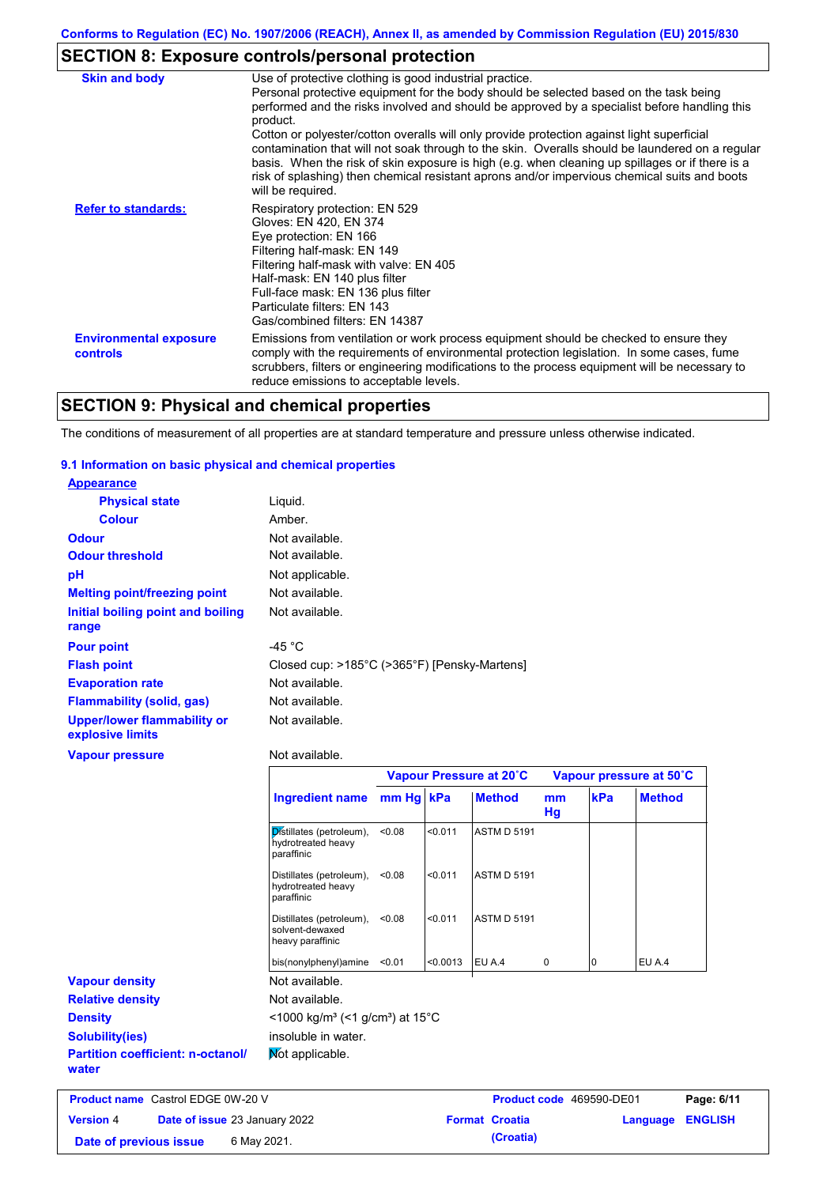Conforms to Regulation (EC) No. 1907/2006 (REACH), Annex II, as amended by Commission Regulation (EU) 2015/830

## SECTION 8: Exposure controls/personal protection

| | |
|---|---|
| **Skin and body** | Use of protective clothing is good industrial practice. Personal protective equipment for the body should be selected based on the task being performed and the risks involved and should be approved by a specialist before handling this product. Cotton or polyester/cotton overalls will only provide protection against light superficial contamination that will not soak through to the skin. Overalls should be laundered on a regular basis. When the risk of skin exposure is high (e.g. when cleaning up spillages or if there is a risk of splashing) then chemical resistant aprons and/or impervious chemical suits and boots will be required. |
| **Refer to standards:** | Respiratory protection: EN 529<br>Gloves: EN 420, EN 374<br>Eye protection: EN 166<br>Filtering half-mask: EN 149<br>Filtering half-mask with valve: EN 405<br>Half-mask: EN 140 plus filter<br>Full-face mask: EN 136 plus filter<br>Particulate filters: EN 143<br>Gas/combined filters: EN 14387 |
| **Environmental exposure controls** | Emissions from ventilation or work process equipment should be checked to ensure they comply with the requirements of environmental protection legislation. In some cases, fume scrubbers, filters or engineering modifications to the process equipment will be necessary to reduce emissions to acceptable levels. |

## SECTION 9: Physical and chemical properties

The conditions of measurement of all properties are at standard temperature and pressure unless otherwise indicated.

### 9.1 Information on basic physical and chemical properties

**Appearance**

| | |
|---|---|
| **Physical state** | Liquid. |
| **Colour** | Amber. |
| **Odour** | Not available. |
| **Odour threshold** | Not available. |
| **pH** | Not applicable. |
| **Melting point/freezing point** | Not available. |
| **Initial boiling point and boiling range** | Not available. |
| **Pour point** | -45 °C |
| **Flash point** | Closed cup: >185°C (>365°F) [Pensky-Martens] |
| **Evaporation rate** | Not available. |
| **Flammability (solid, gas)** | Not available. |
| **Upper/lower flammability or explosive limits** | Not available. |
| **Vapour pressure** | Not available. |

| | Vapour Pressure at 20˚C | | | Vapour pressure at 50˚C | | |
|---|---|---|---|---|---|---|
| **Ingredient name** | **mm Hg** | **kPa** | **Method** | **mm Hg** | **kPa** | **Method** |
| Distillates (petroleum), hydrotreated heavy paraffinic | <0.08 | <0.011 | ASTM D 5191 | | | |
| Distillates (petroleum), hydrotreated heavy paraffinic | <0.08 | <0.011 | ASTM D 5191 | | | |
| Distillates (petroleum), solvent-dewaxed heavy paraffinic | <0.08 | <0.011 | ASTM D 5191 | | | |
| bis(nonylphenyl)amine | <0.01 | <0.0013 | EU A.4 | 0 | 0 | EU A.4 |

| | |
|---|---|
| **Vapour density** | Not available. |
| **Relative density** | Not available. |
| **Density** | <1000 kg/m³ (<1 g/cm³) at 15°C |
| **Solubility(ies)** | insoluble in water. |
| **Partition coefficient: n-octanol/water** | Not applicable. |

| | | | |
|---|---|---|---|
| **Product name** Castrol EDGE 0W-20 V | | **Product code** 469590-DE01 | |
| **Version** 4 | **Date of issue** 23 January 2022 | **Format** Croatia (Croatia) | **Language** ENGLISH |
| **Date of previous issue** 6 May 2021. | | | |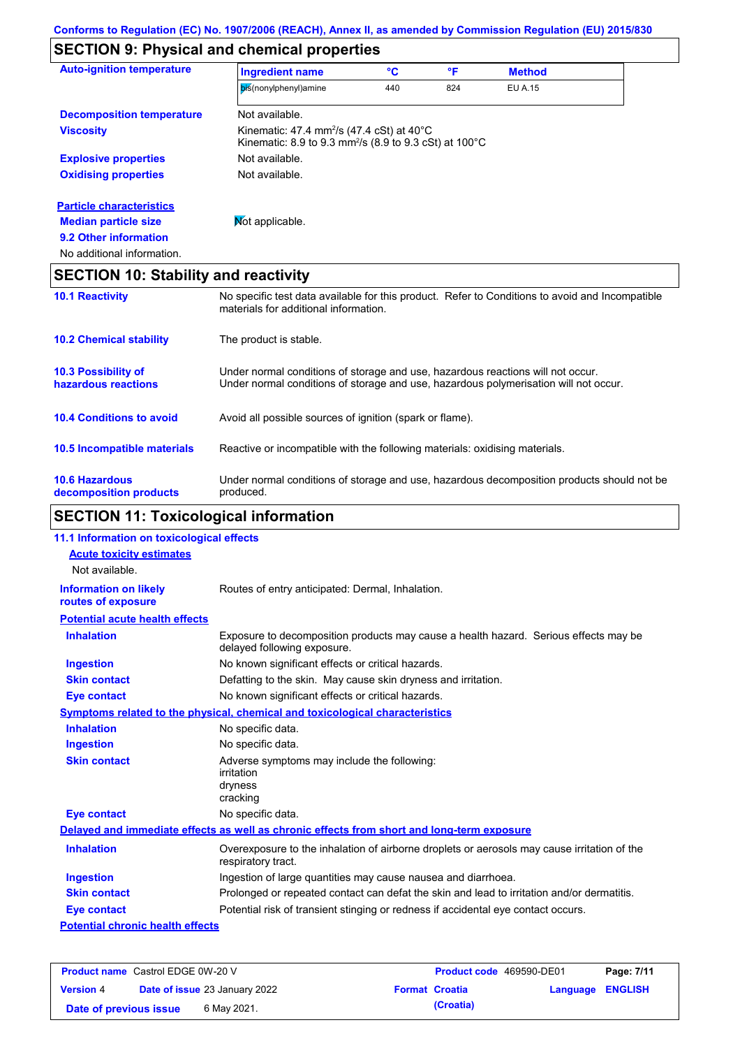## SECTION 9: Physical and chemical properties

**Auto-ignition temperature**

| Ingredient name | °C | °F | Method |
|---|---|---|---|
| bis(nonylphenyl)amine | 440 | 824 | EU A.15 |

**Decomposition temperature** Not available.

**Viscosity** Kinematic: 47.4 mm²/s (47.4 cSt) at 40°C
Kinematic: 8.9 to 9.3 mm²/s (8.9 to 9.3 cSt) at 100°C

**Explosive properties** Not available.

**Oxidising properties** Not available.

**Particle characteristics**

**Median particle size** Not applicable.

**9.2 Other information**

No additional information.

## SECTION 10: Stability and reactivity

**10.1 Reactivity** No specific test data available for this product. Refer to Conditions to avoid and Incompatible materials for additional information.

**10.2 Chemical stability** The product is stable.

**10.3 Possibility of hazardous reactions** Under normal conditions of storage and use, hazardous reactions will not occur.
Under normal conditions of storage and use, hazardous polymerisation will not occur.

**10.4 Conditions to avoid** Avoid all possible sources of ignition (spark or flame).

**10.5 Incompatible materials** Reactive or incompatible with the following materials: oxidising materials.

**10.6 Hazardous decomposition products** Under normal conditions of storage and use, hazardous decomposition products should not be produced.

## SECTION 11: Toxicological information

**11.1 Information on toxicological effects**

**Acute toxicity estimates**

Not available.

**Information on likely routes of exposure** Routes of entry anticipated: Dermal, Inhalation.

**Potential acute health effects**

**Inhalation** Exposure to decomposition products may cause a health hazard. Serious effects may be delayed following exposure.

**Ingestion** No known significant effects or critical hazards.

**Skin contact** Defatting to the skin. May cause skin dryness and irritation.

**Eye contact** No known significant effects or critical hazards.

**Symptoms related to the physical, chemical and toxicological characteristics**

**Inhalation** No specific data.

**Ingestion** No specific data.

**Skin contact** Adverse symptoms may include the following:
irritation
dryness
cracking

**Eye contact** No specific data.

**Delayed and immediate effects as well as chronic effects from short and long-term exposure**

**Inhalation** Overexposure to the inhalation of airborne droplets or aerosols may cause irritation of the respiratory tract.

**Ingestion** Ingestion of large quantities may cause nausea and diarrhoea.

**Skin contact** Prolonged or repeated contact can defat the skin and lead to irritation and/or dermatitis.

**Eye contact** Potential risk of transient stinging or redness if accidental eye contact occurs.

**Potential chronic health effects**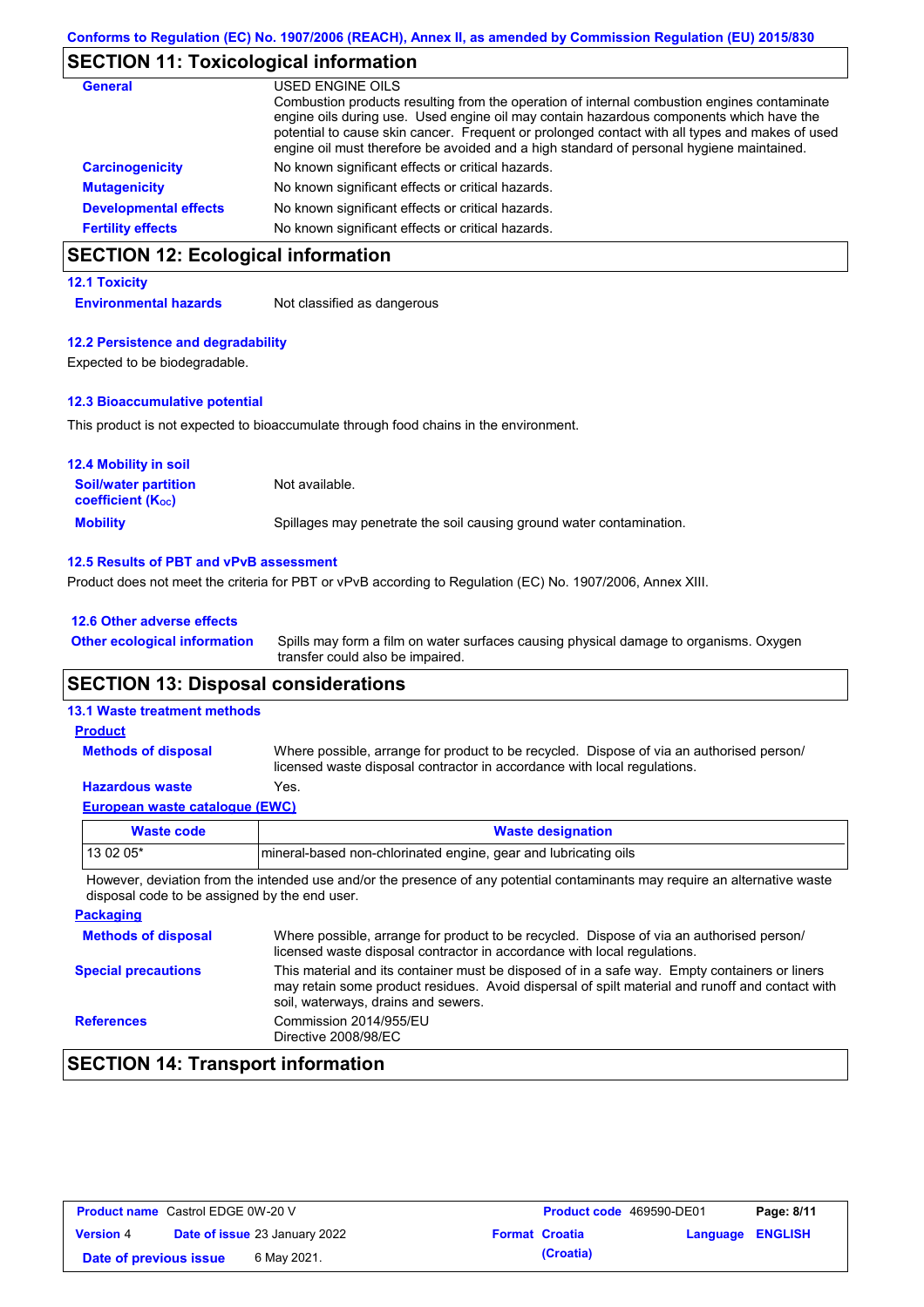## SECTION 11: Toxicological information

**General**

USED ENGINE OILS

Combustion products resulting from the operation of internal combustion engines contaminate engine oils during use. Used engine oil may contain hazardous components which have the potential to cause skin cancer. Frequent or prolonged contact with all types and makes of used engine oil must therefore be avoided and a high standard of personal hygiene maintained.

**Carcinogenicity** No known significant effects or critical hazards.

**Mutagenicity** No known significant effects or critical hazards.

**Developmental effects** No known significant effects or critical hazards.

**Fertility effects** No known significant effects or critical hazards.

## SECTION 12: Ecological information

### 12.1 Toxicity

**Environmental hazards** Not classified as dangerous

### 12.2 Persistence and degradability

Expected to be biodegradable.

### 12.3 Bioaccumulative potential

This product is not expected to bioaccumulate through food chains in the environment.

### 12.4 Mobility in soil

**Soil/water partition coefficient ($K_{OC}$)** Not available.

**Mobility** Spillages may penetrate the soil causing ground water contamination.

### 12.5 Results of PBT and vPvB assessment

Product does not meet the criteria for PBT or vPvB according to Regulation (EC) No. 1907/2006, Annex XIII.

### 12.6 Other adverse effects

**Other ecological information** Spills may form a film on water surfaces causing physical damage to organisms. Oxygen transfer could also be impaired.

## SECTION 13: Disposal considerations

### 13.1 Waste treatment methods

**Product**

**Methods of disposal** Where possible, arrange for product to be recycled. Dispose of via an authorised person/ licensed waste disposal contractor in accordance with local regulations.

**Hazardous waste** Yes.

**European waste catalogue (EWC)**

| Waste code | Waste designation |
| --- | --- |
| 13 02 05* | mineral-based non-chlorinated engine, gear and lubricating oils |

However, deviation from the intended use and/or the presence of any potential contaminants may require an alternative waste disposal code to be assigned by the end user.

**Packaging**

**Methods of disposal** Where possible, arrange for product to be recycled. Dispose of via an authorised person/ licensed waste disposal contractor in accordance with local regulations.

**Special precautions** This material and its container must be disposed of in a safe way. Empty containers or liners may retain some product residues. Avoid dispersal of spilt material and runoff and contact with soil, waterways, drains and sewers.

**References** Commission 2014/955/EU
Directive 2008/98/EC

## SECTION 14: Transport information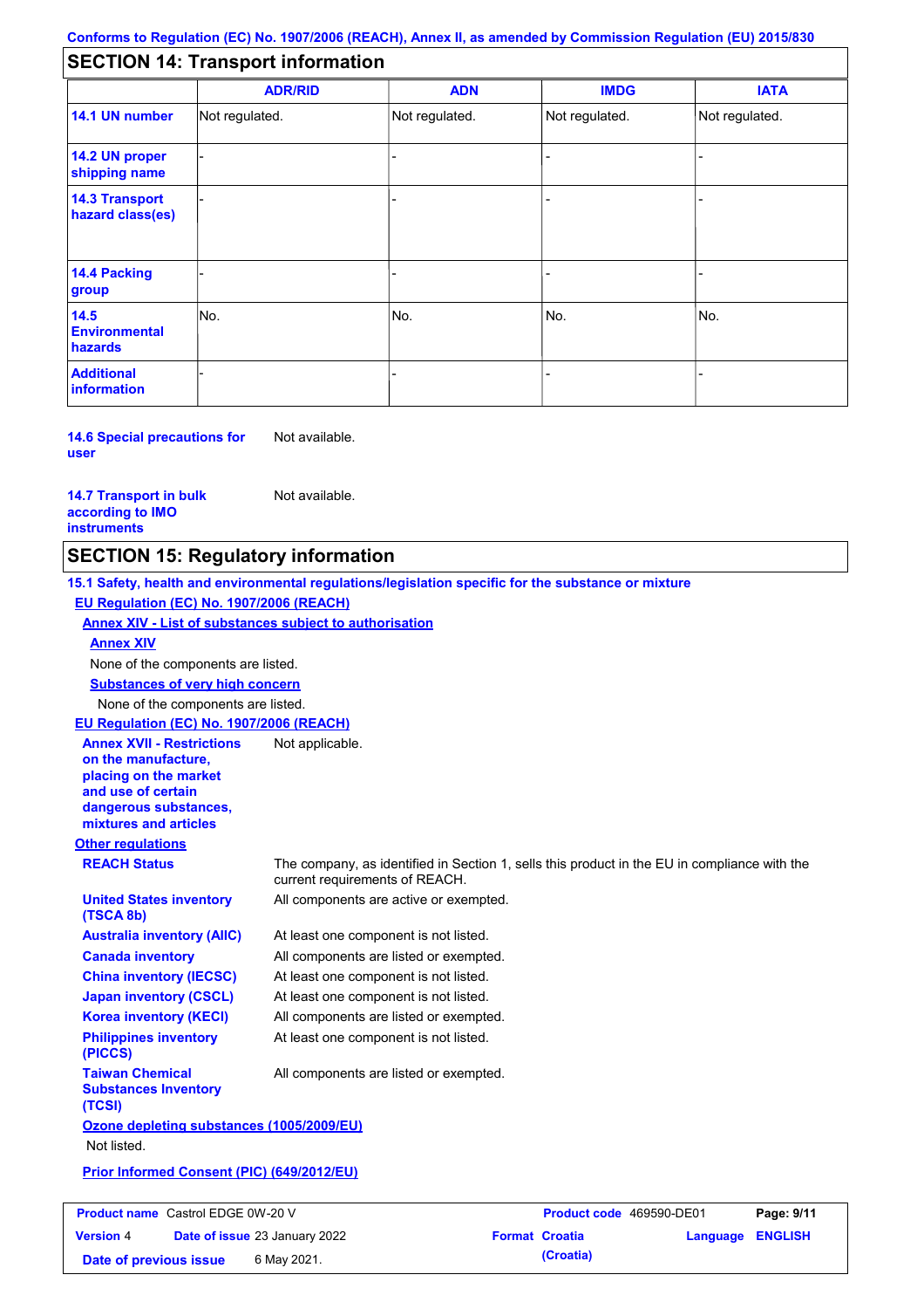Conforms to Regulation (EC) No. 1907/2006 (REACH), Annex II, as amended by Commission Regulation (EU) 2015/830

## SECTION 14: Transport information

| | ADR/RID | ADN | IMDG | IATA |
|---|---|---|---|---|
| **14.1 UN number** | Not regulated. | Not regulated. | Not regulated. | Not regulated. |
| **14.2 UN proper shipping name** | - | - | - | - |
| **14.3 Transport hazard class(es)** | - | - | - | - |
| **14.4 Packing group** | - | - | - | - |
| **14.5 Environmental hazards** | No. | No. | No. | No. |
| **Additional information** | - | - | - | - |

**14.6 Special precautions for user** Not available.

**14.7 Transport in bulk according to IMO instruments** Not available.

## SECTION 15: Regulatory information

**15.1 Safety, health and environmental regulations/legislation specific for the substance or mixture**

**EU Regulation (EC) No. 1907/2006 (REACH)**

**Annex XIV - List of substances subject to authorisation**

**Annex XIV**

None of the components are listed.

**Substances of very high concern**

None of the components are listed.

**EU Regulation (EC) No. 1907/2006 (REACH)**

**Annex XVII - Restrictions on the manufacture, placing on the market and use of certain dangerous substances, mixtures and articles** Not applicable.

**Other regulations**

**REACH Status** The company, as identified in Section 1, sells this product in the EU in compliance with the current requirements of REACH.

**United States inventory (TSCA 8b)** All components are active or exempted.

**Australia inventory (AIIC)** At least one component is not listed.

**Canada inventory** All components are listed or exempted.

**China inventory (IECSC)** At least one component is not listed.

**Japan inventory (CSCL)** At least one component is not listed.

**Korea inventory (KECI)** All components are listed or exempted.

**Philippines inventory (PICCS)** At least one component is not listed.

**Taiwan Chemical Substances Inventory (TCSI)** All components are listed or exempted.

**Ozone depleting substances (1005/2009/EU)**

Not listed.

**Prior Informed Consent (PIC) (649/2012/EU)**

| | | | |
|---|---|---|---|
| **Product name** Castrol EDGE 0W-20 V | | **Product code** 469590-DE01 | **Page: 9/11** |
| **Version** 4 | **Date of issue** 23 January 2022 | **Format** Croatia (Croatia) | **Language** ENGLISH |
| **Date of previous issue** | 6 May 2021. | | |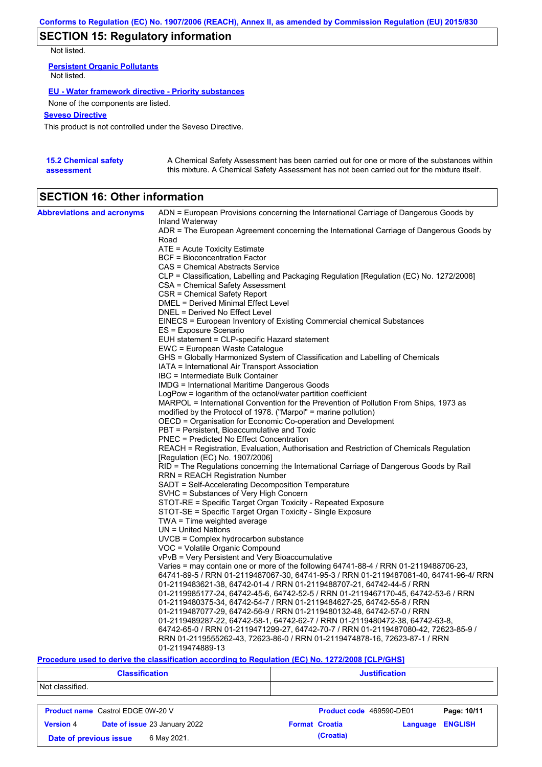## SECTION 15: Regulatory information

Not listed.

**Persistent Organic Pollutants**

Not listed.

**EU - Water framework directive - Priority substances**

None of the components are listed.

**Seveso Directive**

This product is not controlled under the Seveso Directive.

**15.2 Chemical safety assessment**

A Chemical Safety Assessment has been carried out for one or more of the substances within this mixture. A Chemical Safety Assessment has not been carried out for the mixture itself.

## SECTION 16: Other information

**Abbreviations and acronyms**

ADN = European Provisions concerning the International Carriage of Dangerous Goods by Inland Waterway
ADR = The European Agreement concerning the International Carriage of Dangerous Goods by Road
ATE = Acute Toxicity Estimate
BCF = Bioconcentration Factor
CAS = Chemical Abstracts Service
CLP = Classification, Labelling and Packaging Regulation [Regulation (EC) No. 1272/2008]
CSA = Chemical Safety Assessment
CSR = Chemical Safety Report
DMEL = Derived Minimal Effect Level
DNEL = Derived No Effect Level
EINECS = European Inventory of Existing Commercial chemical Substances
ES = Exposure Scenario
EUH statement = CLP-specific Hazard statement
EWC = European Waste Catalogue
GHS = Globally Harmonized System of Classification and Labelling of Chemicals
IATA = International Air Transport Association
IBC = Intermediate Bulk Container
IMDG = International Maritime Dangerous Goods
LogPow = logarithm of the octanol/water partition coefficient
MARPOL = International Convention for the Prevention of Pollution From Ships, 1973 as modified by the Protocol of 1978. ("Marpol" = marine pollution)
OECD = Organisation for Economic Co-operation and Development
PBT = Persistent, Bioaccumulative and Toxic
PNEC = Predicted No Effect Concentration
REACH = Registration, Evaluation, Authorisation and Restriction of Chemicals Regulation [Regulation (EC) No. 1907/2006]
RID = The Regulations concerning the International Carriage of Dangerous Goods by Rail
RRN = REACH Registration Number
SADT = Self-Accelerating Decomposition Temperature
SVHC = Substances of Very High Concern
STOT-RE = Specific Target Organ Toxicity - Repeated Exposure
STOT-SE = Specific Target Organ Toxicity - Single Exposure
TWA = Time weighted average
UN = United Nations
UVCB = Complex hydrocarbon substance
VOC = Volatile Organic Compound
vPvB = Very Persistent and Very Bioaccumulative
Varies = may contain one or more of the following 64741-88-4 / RRN 01-2119488706-23, 64741-89-5 / RRN 01-2119487067-30, 64741-95-3 / RRN 01-2119487081-40, 64741-96-4/ RRN 01-2119483621-38, 64742-01-4 / RRN 01-2119488707-21, 64742-44-5 / RRN 01-2119985177-24, 64742-45-6, 64742-52-5 / RRN 01-2119467170-45, 64742-53-6 / RRN 01-2119480375-34, 64742-54-7 / RRN 01-2119484627-25, 64742-55-8 / RRN 01-2119487077-29, 64742-56-9 / RRN 01-2119480132-48, 64742-57-0 / RRN 01-2119489287-22, 64742-58-1, 64742-62-7 / RRN 01-2119480472-38, 64742-63-8, 64742-65-0 / RRN 01-2119471299-27, 64742-70-7 / RRN 01-2119487080-42, 72623-85-9 / RRN 01-2119555262-43, 72623-86-0 / RRN 01-2119474878-16, 72623-87-1 / RRN 01-2119474889-13

**Procedure used to derive the classification according to Regulation (EC) No. 1272/2008 [CLP/GHS]**

| Classification | Justification |
|---|---|
| Not classified. | |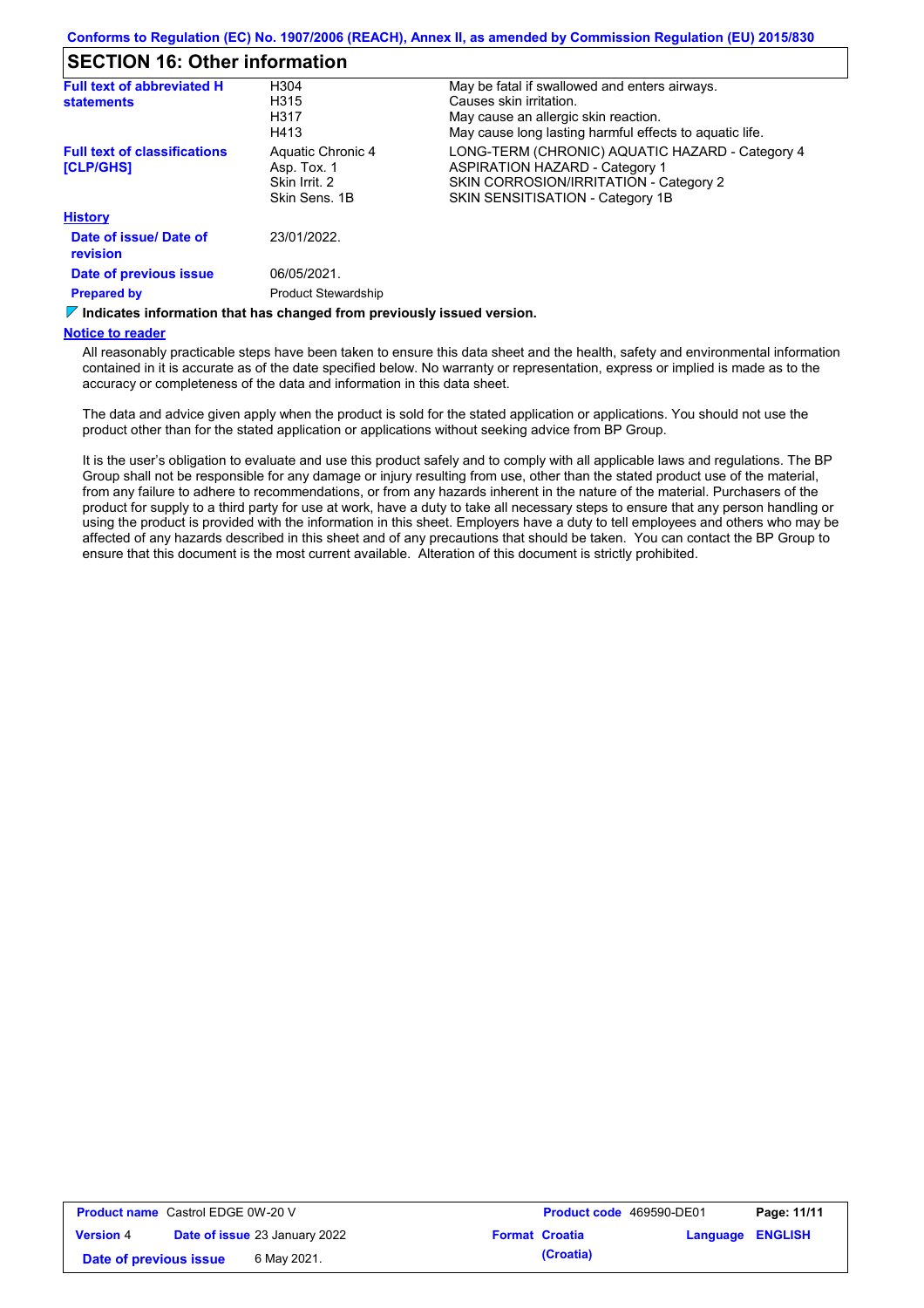## SECTION 16: Other information

| | | |
|---|---|---|
| **Full text of abbreviated H statements** | H304 | May be fatal if swallowed and enters airways. |
| | H315 | Causes skin irritation. |
| | H317 | May cause an allergic skin reaction. |
| | H413 | May cause long lasting harmful effects to aquatic life. |
| **Full text of classifications [CLP/GHS]** | Aquatic Chronic 4 | LONG-TERM (CHRONIC) AQUATIC HAZARD - Category 4 |
| | Asp. Tox. 1 | ASPIRATION HAZARD - Category 1 |
| | Skin Irrit. 2 | SKIN CORROSION/IRRITATION - Category 2 |
| | Skin Sens. 1B | SKIN SENSITISATION - Category 1B |

**History**

| | |
|---|---|
| **Date of issue/ Date of revision** | 23/01/2022. |
| **Date of previous issue** | 06/05/2021. |
| **Prepared by** | Product Stewardship |

**Indicates information that has changed from previously issued version.**

**Notice to reader**

All reasonably practicable steps have been taken to ensure this data sheet and the health, safety and environmental information contained in it is accurate as of the date specified below. No warranty or representation, express or implied is made as to the accuracy or completeness of the data and information in this data sheet.

The data and advice given apply when the product is sold for the stated application or applications. You should not use the product other than for the stated application or applications without seeking advice from BP Group.

It is the user's obligation to evaluate and use this product safely and to comply with all applicable laws and regulations. The BP Group shall not be responsible for any damage or injury resulting from use, other than the stated product use of the material, from any failure to adhere to recommendations, or from any hazards inherent in the nature of the material. Purchasers of the product for supply to a third party for use at work, have a duty to take all necessary steps to ensure that any person handling or using the product is provided with the information in this sheet. Employers have a duty to tell employees and others who may be affected of any hazards described in this sheet and of any precautions that should be taken. You can contact the BP Group to ensure that this document is the most current available. Alteration of this document is strictly prohibited.